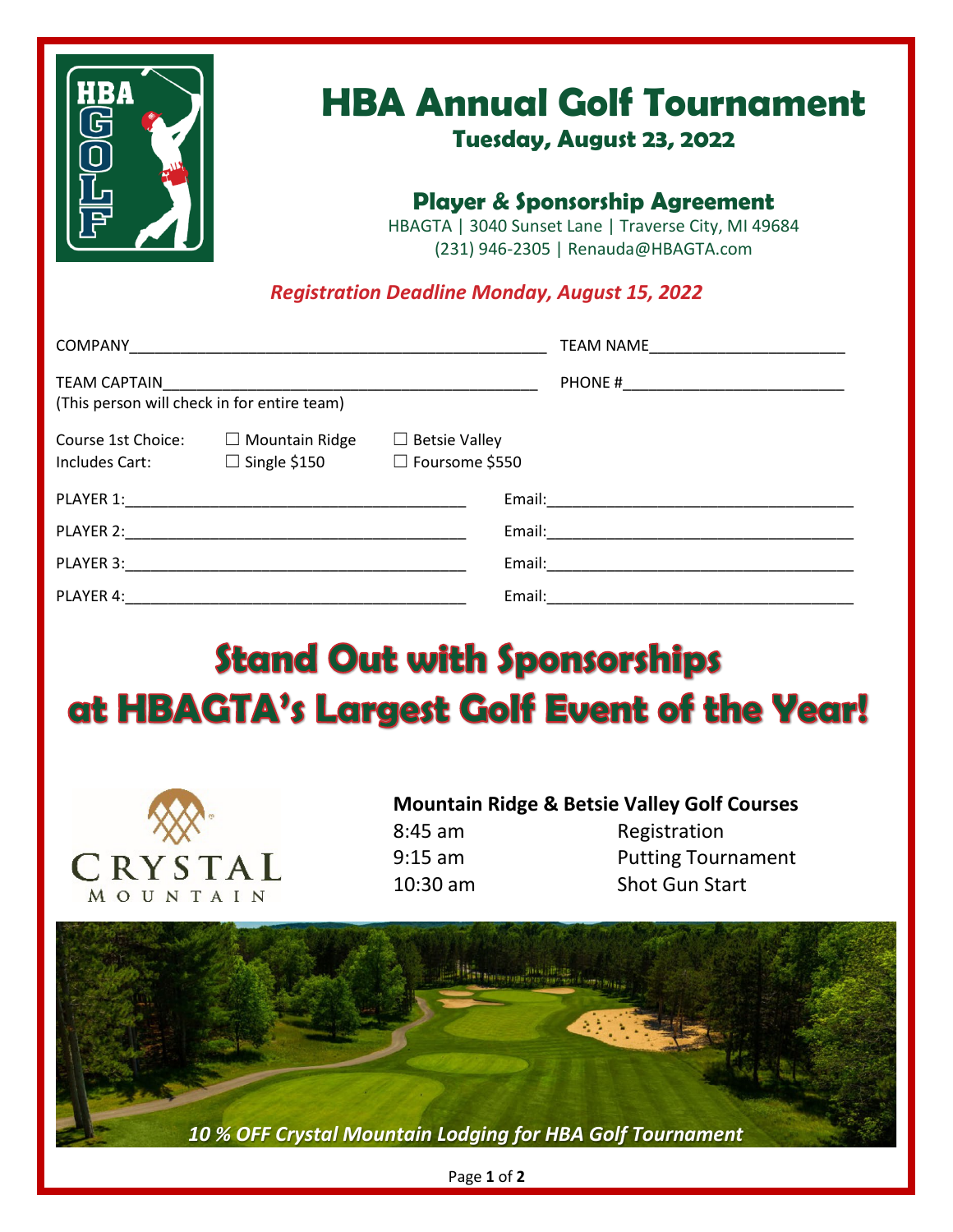# HBA Annual Golf Tournament

**Tuesday, August 23, 2022**

## Player & Sponsorship Agreement

HBAGTA | 3040 Sunset Lane | Traverse City, MI 49684
(231) 946-2305 | Renauda@HBAGTA.com

***Registration Deadline Monday, August 15, 2022***

COMPANY\_\_\_\_\_\_\_\_\_\_\_\_\_\_\_\_\_\_\_\_\_\_\_\_\_\_\_\_\_\_\_\_\_\_\_\_\_\_\_\_\_\_\_\_ TEAM NAME\_\_\_\_\_\_\_\_\_\_\_\_\_\_\_\_\_\_\_\_\_\_

TEAM CAPTAIN\_\_\_\_\_\_\_\_\_\_\_\_\_\_\_\_\_\_\_\_\_\_\_\_\_\_\_\_\_\_\_\_\_\_\_\_\_\_\_\_ PHONE #\_\_\_\_\_\_\_\_\_\_\_\_\_\_\_\_\_\_\_\_\_\_\_\_\_
(This person will check in for entire team)

Course 1st Choice: ☐ Mountain Ridge ☐ Betsie Valley
Includes Cart: ☐ Single $150 ☐ Foursome $550

PLAYER 1:\_\_\_\_\_\_\_\_\_\_\_\_\_\_\_\_\_\_\_\_\_\_\_\_\_\_\_\_\_\_\_\_\_\_\_\_\_ Email:\_\_\_\_\_\_\_\_\_\_\_\_\_\_\_\_\_\_\_\_\_\_\_\_\_\_\_\_\_\_\_\_\_\_\_

PLAYER 2:\_\_\_\_\_\_\_\_\_\_\_\_\_\_\_\_\_\_\_\_\_\_\_\_\_\_\_\_\_\_\_\_\_\_\_\_\_ Email:\_\_\_\_\_\_\_\_\_\_\_\_\_\_\_\_\_\_\_\_\_\_\_\_\_\_\_\_\_\_\_\_\_\_\_

PLAYER 3:\_\_\_\_\_\_\_\_\_\_\_\_\_\_\_\_\_\_\_\_\_\_\_\_\_\_\_\_\_\_\_\_\_\_\_\_\_ Email:\_\_\_\_\_\_\_\_\_\_\_\_\_\_\_\_\_\_\_\_\_\_\_\_\_\_\_\_\_\_\_\_\_\_\_

PLAYER 4:\_\_\_\_\_\_\_\_\_\_\_\_\_\_\_\_\_\_\_\_\_\_\_\_\_\_\_\_\_\_\_\_\_\_\_\_\_ Email:\_\_\_\_\_\_\_\_\_\_\_\_\_\_\_\_\_\_\_\_\_\_\_\_\_\_\_\_\_\_\_\_\_\_\_

# Stand Out with Sponsorships at HBAGTA's Largest Golf Event of the Year!

**Mountain Ridge & Betsie Valley Golf Courses**

| | |
|---|---|
| 8:45 am | Registration |
| 9:15 am | Putting Tournament |
| 10:30 am | Shot Gun Start |

*10 % OFF Crystal Mountain Lodging for HBA Golf Tournament*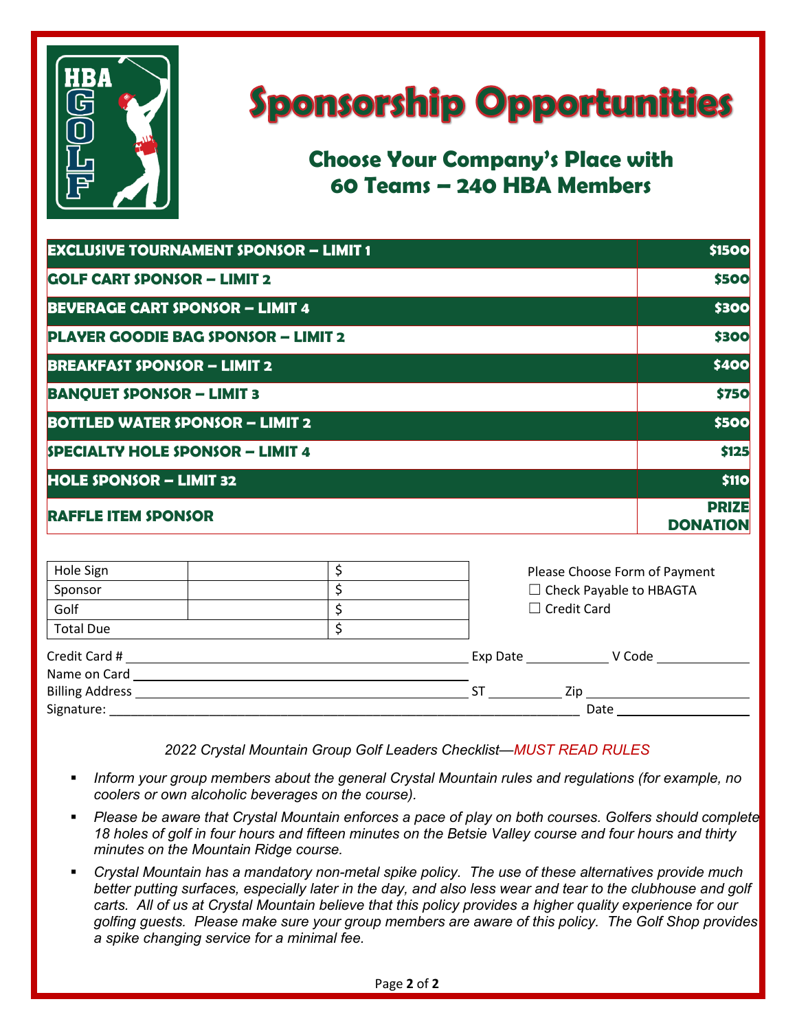# Sponsorship Opportunities

## Choose Your Company's Place with 60 Teams – 240 HBA Members

| | |
|---|---|
| **EXCLUSIVE TOURNAMENT SPONSOR – LIMIT 1** | **$1500** |
| **GOLF CART SPONSOR – LIMIT 2** | **$500** |
| **BEVERAGE CART SPONSOR – LIMIT 4** | **$300** |
| **PLAYER GOODIE BAG SPONSOR – LIMIT 2** | **$300** |
| **BREAKFAST SPONSOR – LIMIT 2** | **$400** |
| **BANQUET SPONSOR – LIMIT 3** | **$750** |
| **BOTTLED WATER SPONSOR – LIMIT 2** | **$500** |
| **SPECIALTY HOLE SPONSOR – LIMIT 4** | **$125** |
| **HOLE SPONSOR – LIMIT 32** | **$110** |
| **RAFFLE ITEM SPONSOR** | **PRIZE DONATION** |

| | | |
|---|---|---|
| Hole Sign | | $ |
| Sponsor | | $ |
| Golf | | $ |
| Total Due | | $ |

Please Choose Form of Payment
☐ Check Payable to HBAGTA
☐ Credit Card

Credit Card # ______________________ Exp Date __________ V Code __________
Name on Card ______________________
Billing Address ______________________ ST __________ Zip __________
Signature: ______________________ Date __________

*2022 Crystal Mountain Group Golf Leaders Checklist—MUST READ RULES*

- *Inform your group members about the general Crystal Mountain rules and regulations (for example, no coolers or own alcoholic beverages on the course).*
- *Please be aware that Crystal Mountain enforces a pace of play on both courses. Golfers should complete 18 holes of golf in four hours and fifteen minutes on the Betsie Valley course and four hours and thirty minutes on the Mountain Ridge course.*
- *Crystal Mountain has a mandatory non-metal spike policy. The use of these alternatives provide much better putting surfaces, especially later in the day, and also less wear and tear to the clubhouse and golf carts. All of us at Crystal Mountain believe that this policy provides a higher quality experience for our golfing guests. Please make sure your group members are aware of this policy. The Golf Shop provides a spike changing service for a minimal fee.*